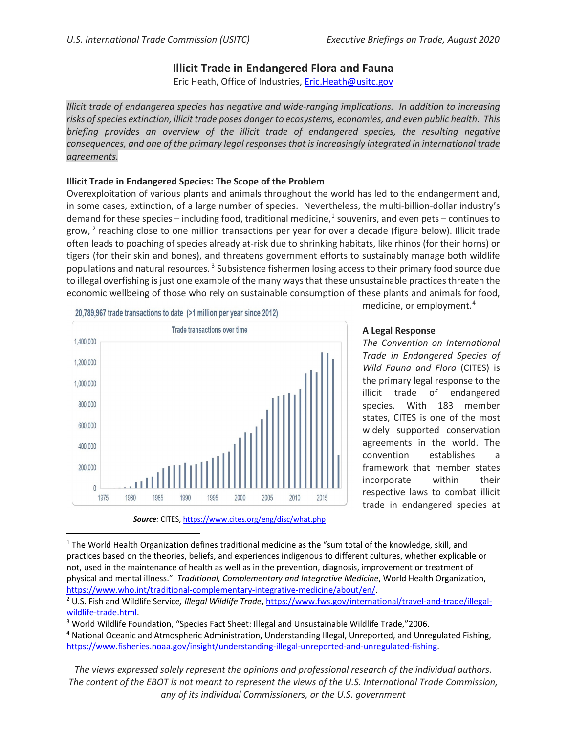# Illicit Trade in Endangered Flora and Fauna

Eric Heath, Office of Industries, Eric.Heath@usitc.gov

*Illicit trade of endangered species has negative and wide-ranging implications. In addition to increasing risks of species extinction, illicit trade poses danger to ecosystems, economies, and even public health. This briefing provides an overview of the illicit trade of endangered species, the resulting negative consequences, and one of the primary legal responses that is increasingly integrated in international trade agreements.*

**Illicit Trade in Endangered Species: The Scope of the Problem**

Overexploitation of various plants and animals throughout the world has led to the endangerment and, in some cases, extinction, of a large number of species. Nevertheless, the multi-billion-dollar industry's demand for these species – including food, traditional medicine,[1] souvenirs, and even pets – continues to grow,[2] reaching close to one million transactions per year for over a decade (figure below). Illicit trade often leads to poaching of species already at-risk due to shrinking habitats, like rhinos (for their horns) or tigers (for their skin and bones), and threatens government efforts to sustainably manage both wildlife populations and natural resources.[3] Subsistence fishermen losing access to their primary food source due to illegal overfishing is just one example of the many ways that these unsustainable practices threaten the economic wellbeing of those who rely on sustainable consumption of these plants and animals for food, medicine, or employment.[4]

20,789,967 trade transactions to date (>1 million per year since 2012)

*Source:* CITES, https://www.cites.org/eng/disc/what.php

**A Legal Response**

*The Convention on International Trade in Endangered Species of Wild Fauna and Flora* (CITES) is the primary legal response to the illicit trade of endangered species. With 183 member states, CITES is one of the most widely supported conservation agreements in the world. The convention establishes a framework that member states incorporate within their respective laws to combat illicit trade in endangered species at

---

[1] The World Health Organization defines traditional medicine as the "sum total of the knowledge, skill, and practices based on the theories, beliefs, and experiences indigenous to different cultures, whether explicable or not, used in the maintenance of health as well as in the prevention, diagnosis, improvement or treatment of physical and mental illness." *Traditional, Complementary and Integrative Medicine*, World Health Organization, https://www.who.int/traditional-complementary-integrative-medicine/about/en/.

[2] U.S. Fish and Wildlife Service*, Illegal Wildlife Trade*, https://www.fws.gov/international/travel-and-trade/illegal-wildlife-trade.html.

[3] World Wildlife Foundation, "Species Fact Sheet: Illegal and Unsustainable Wildlife Trade,"2006.

[4] National Oceanic and Atmospheric Administration, Understanding Illegal, Unreported, and Unregulated Fishing, https://www.fisheries.noaa.gov/insight/understanding-illegal-unreported-and-unregulated-fishing.

*The views expressed solely represent the opinions and professional research of the individual authors. The content of the EBOT is not meant to represent the views of the U.S. International Trade Commission, any of its individual Commissioners, or the U.S. government*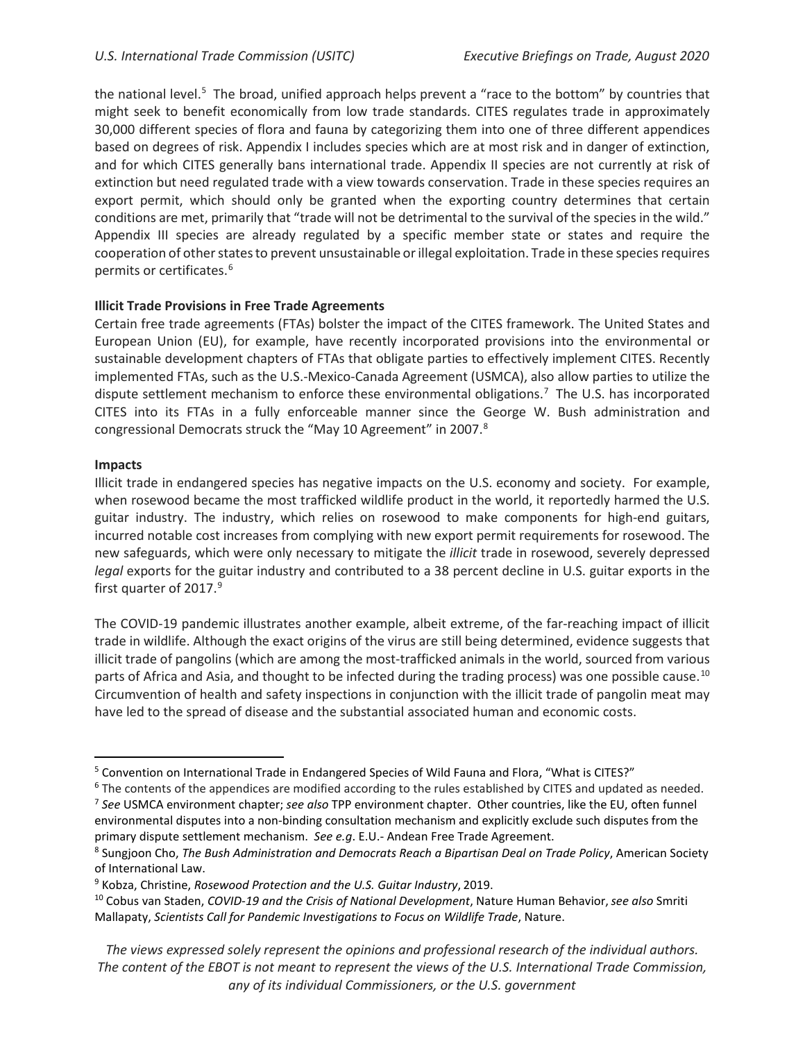the national level.[5] The broad, unified approach helps prevent a "race to the bottom" by countries that might seek to benefit economically from low trade standards. CITES regulates trade in approximately 30,000 different species of flora and fauna by categorizing them into one of three different appendices based on degrees of risk. Appendix I includes species which are at most risk and in danger of extinction, and for which CITES generally bans international trade. Appendix II species are not currently at risk of extinction but need regulated trade with a view towards conservation. Trade in these species requires an export permit, which should only be granted when the exporting country determines that certain conditions are met, primarily that "trade will not be detrimental to the survival of the species in the wild." Appendix III species are already regulated by a specific member state or states and require the cooperation of other states to prevent unsustainable or illegal exploitation. Trade in these species requires permits or certificates.[6]

**Illicit Trade Provisions in Free Trade Agreements**

Certain free trade agreements (FTAs) bolster the impact of the CITES framework. The United States and European Union (EU), for example, have recently incorporated provisions into the environmental or sustainable development chapters of FTAs that obligate parties to effectively implement CITES. Recently implemented FTAs, such as the U.S.-Mexico-Canada Agreement (USMCA), also allow parties to utilize the dispute settlement mechanism to enforce these environmental obligations.[7] The U.S. has incorporated CITES into its FTAs in a fully enforceable manner since the George W. Bush administration and congressional Democrats struck the "May 10 Agreement" in 2007.[8]

**Impacts**

Illicit trade in endangered species has negative impacts on the U.S. economy and society. For example, when rosewood became the most trafficked wildlife product in the world, it reportedly harmed the U.S. guitar industry. The industry, which relies on rosewood to make components for high-end guitars, incurred notable cost increases from complying with new export permit requirements for rosewood. The new safeguards, which were only necessary to mitigate the *illicit* trade in rosewood, severely depressed *legal* exports for the guitar industry and contributed to a 38 percent decline in U.S. guitar exports in the first quarter of 2017.[9]

The COVID-19 pandemic illustrates another example, albeit extreme, of the far-reaching impact of illicit trade in wildlife. Although the exact origins of the virus are still being determined, evidence suggests that illicit trade of pangolins (which are among the most-trafficked animals in the world, sourced from various parts of Africa and Asia, and thought to be infected during the trading process) was one possible cause.[10] Circumvention of health and safety inspections in conjunction with the illicit trade of pangolin meat may have led to the spread of disease and the substantial associated human and economic costs.

---

[5] Convention on International Trade in Endangered Species of Wild Fauna and Flora, "What is CITES?"

[6] The contents of the appendices are modified according to the rules established by CITES and updated as needed.

[7] *See* USMCA environment chapter; *see also* TPP environment chapter. Other countries, like the EU, often funnel environmental disputes into a non-binding consultation mechanism and explicitly exclude such disputes from the primary dispute settlement mechanism. *See e.g*. E.U.- Andean Free Trade Agreement.

[8] Sungjoon Cho, *The Bush Administration and Democrats Reach a Bipartisan Deal on Trade Policy*, American Society of International Law.

[9] Kobza, Christine, *Rosewood Protection and the U.S. Guitar Industry*, 2019.

[10] Cobus van Staden, *COVID-19 and the Crisis of National Development*, Nature Human Behavior, *see also* Smriti Mallapaty, *Scientists Call for Pandemic Investigations to Focus on Wildlife Trade*, Nature.

*The views expressed solely represent the opinions and professional research of the individual authors. The content of the EBOT is not meant to represent the views of the U.S. International Trade Commission, any of its individual Commissioners, or the U.S. government*